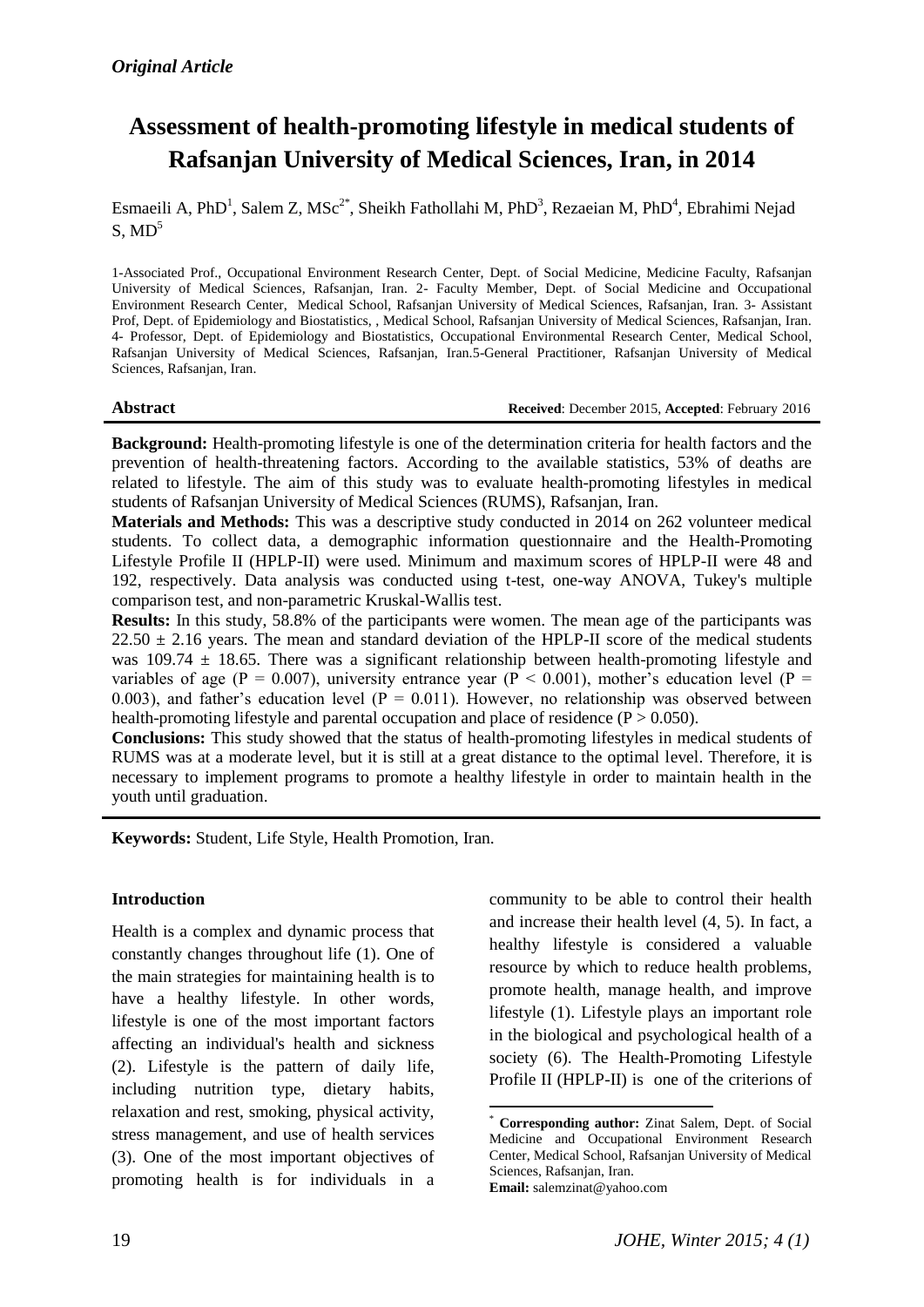*Original Article*

# Assessment of health-promoting lifestyle in medical students of Rafsanjan University of Medical Sciences, Iran, in 2014

Esmaeili A, PhD[1], Salem Z, MSc[2*], Sheikh Fathollahi M, PhD[3], Rezaeian M, PhD[4], Ebrahimi Nejad S, MD[5]

1-Associated Prof., Occupational Environment Research Center, Dept. of Social Medicine, Medicine Faculty, Rafsanjan University of Medical Sciences, Rafsanjan, Iran. 2- Faculty Member, Dept. of Social Medicine and Occupational Environment Research Center, Medical School, Rafsanjan University of Medical Sciences, Rafsanjan, Iran. 3- Assistant Prof, Dept. of Epidemiology and Biostatistics, , Medical School, Rafsanjan University of Medical Sciences, Rafsanjan, Iran. 4- Professor, Dept. of Epidemiology and Biostatistics, Occupational Environmental Research Center, Medical School, Rafsanjan University of Medical Sciences, Rafsanjan, Iran.5-General Practitioner, Rafsanjan University of Medical Sciences, Rafsanjan, Iran.

**Abstract** **Received**: December 2015, **Accepted**: February 2016

**Background:** Health-promoting lifestyle is one of the determination criteria for health factors and the prevention of health-threatening factors. According to the available statistics, 53% of deaths are related to lifestyle. The aim of this study was to evaluate health-promoting lifestyles in medical students of Rafsanjan University of Medical Sciences (RUMS), Rafsanjan, Iran.

**Materials and Methods:** This was a descriptive study conducted in 2014 on 262 volunteer medical students. To collect data, a demographic information questionnaire and the Health-Promoting Lifestyle Profile II (HPLP-II) were used. Minimum and maximum scores of HPLP-II were 48 and 192, respectively. Data analysis was conducted using t-test, one-way ANOVA, Tukey's multiple comparison test, and non-parametric Kruskal-Wallis test.

**Results:** In this study, 58.8% of the participants were women. The mean age of the participants was $22.50 \pm 2.16$ years. The mean and standard deviation of the HPLP-II score of the medical students was $109.74 \pm 18.65$. There was a significant relationship between health-promoting lifestyle and variables of age ($P = 0.007$), university entrance year ($P < 0.001$), mother's education level ($P = 0.003$), and father's education level ($P = 0.011$). However, no relationship was observed between health-promoting lifestyle and parental occupation and place of residence ($P > 0.050$).

**Conclusions:** This study showed that the status of health-promoting lifestyles in medical students of RUMS was at a moderate level, but it is still at a great distance to the optimal level. Therefore, it is necessary to implement programs to promote a healthy lifestyle in order to maintain health in the youth until graduation.

**Keywords:** Student, Life Style, Health Promotion, Iran.

## Introduction

Health is a complex and dynamic process that constantly changes throughout life (1). One of the main strategies for maintaining health is to have a healthy lifestyle. In other words, lifestyle is one of the most important factors affecting an individual's health and sickness (2). Lifestyle is the pattern of daily life, including nutrition type, dietary habits, relaxation and rest, smoking, physical activity, stress management, and use of health services (3). One of the most important objectives of promoting health is for individuals in a community to be able to control their health and increase their health level (4, 5). In fact, a healthy lifestyle is considered a valuable resource by which to reduce health problems, promote health, manage health, and improve lifestyle (1). Lifestyle plays an important role in the biological and psychological health of a society (6). The Health-Promoting Lifestyle Profile II (HPLP-II) is one of the criterions of

[*] **Corresponding author:** Zinat Salem, Dept. of Social Medicine and Occupational Environment Research Center, Medical School, Rafsanjan University of Medical Sciences, Rafsanjan, Iran.
**Email:** salemzinat@yahoo.com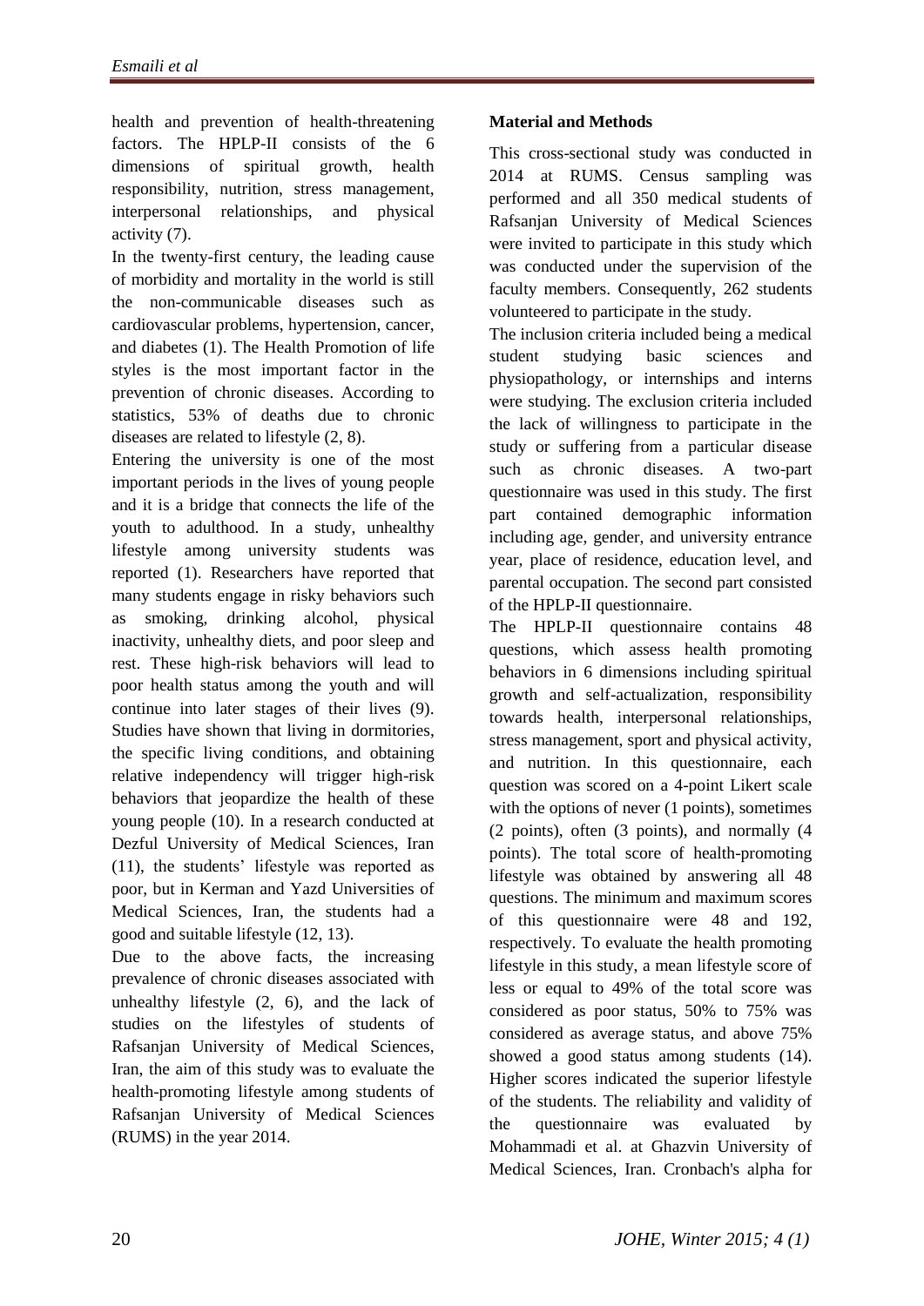health and prevention of health-threatening factors. The HPLP-II consists of the 6 dimensions of spiritual growth, health responsibility, nutrition, stress management, interpersonal relationships, and physical activity (7).

In the twenty-first century, the leading cause of morbidity and mortality in the world is still the non-communicable diseases such as cardiovascular problems, hypertension, cancer, and diabetes (1). The Health Promotion of life styles is the most important factor in the prevention of chronic diseases. According to statistics, 53% of deaths due to chronic diseases are related to lifestyle (2, 8).

Entering the university is one of the most important periods in the lives of young people and it is a bridge that connects the life of the youth to adulthood. In a study, unhealthy lifestyle among university students was reported (1). Researchers have reported that many students engage in risky behaviors such as smoking, drinking alcohol, physical inactivity, unhealthy diets, and poor sleep and rest. These high-risk behaviors will lead to poor health status among the youth and will continue into later stages of their lives (9). Studies have shown that living in dormitories, the specific living conditions, and obtaining relative independency will trigger high-risk behaviors that jeopardize the health of these young people (10). In a research conducted at Dezful University of Medical Sciences, Iran (11), the students' lifestyle was reported as poor, but in Kerman and Yazd Universities of Medical Sciences, Iran, the students had a good and suitable lifestyle (12, 13).

Due to the above facts, the increasing prevalence of chronic diseases associated with unhealthy lifestyle (2, 6), and the lack of studies on the lifestyles of students of Rafsanjan University of Medical Sciences, Iran, the aim of this study was to evaluate the health-promoting lifestyle among students of Rafsanjan University of Medical Sciences (RUMS) in the year 2014.

## Material and Methods

This cross-sectional study was conducted in 2014 at RUMS. Census sampling was performed and all 350 medical students of Rafsanjan University of Medical Sciences were invited to participate in this study which was conducted under the supervision of the faculty members. Consequently, 262 students volunteered to participate in the study.

The inclusion criteria included being a medical student studying basic sciences and physiopathology, or internships and interns were studying. The exclusion criteria included the lack of willingness to participate in the study or suffering from a particular disease such as chronic diseases. A two-part questionnaire was used in this study. The first part contained demographic information including age, gender, and university entrance year, place of residence, education level, and parental occupation. The second part consisted of the HPLP-II questionnaire.

The HPLP-II questionnaire contains 48 questions, which assess health promoting behaviors in 6 dimensions including spiritual growth and self-actualization, responsibility towards health, interpersonal relationships, stress management, sport and physical activity, and nutrition. In this questionnaire, each question was scored on a 4-point Likert scale with the options of never (1 points), sometimes (2 points), often (3 points), and normally (4 points). The total score of health-promoting lifestyle was obtained by answering all 48 questions. The minimum and maximum scores of this questionnaire were 48 and 192, respectively. To evaluate the health promoting lifestyle in this study, a mean lifestyle score of less or equal to 49% of the total score was considered as poor status, 50% to 75% was considered as average status, and above 75% showed a good status among students (14). Higher scores indicated the superior lifestyle of the students. The reliability and validity of the questionnaire was evaluated by Mohammadi et al. at Ghazvin University of Medical Sciences, Iran. Cronbach's alpha for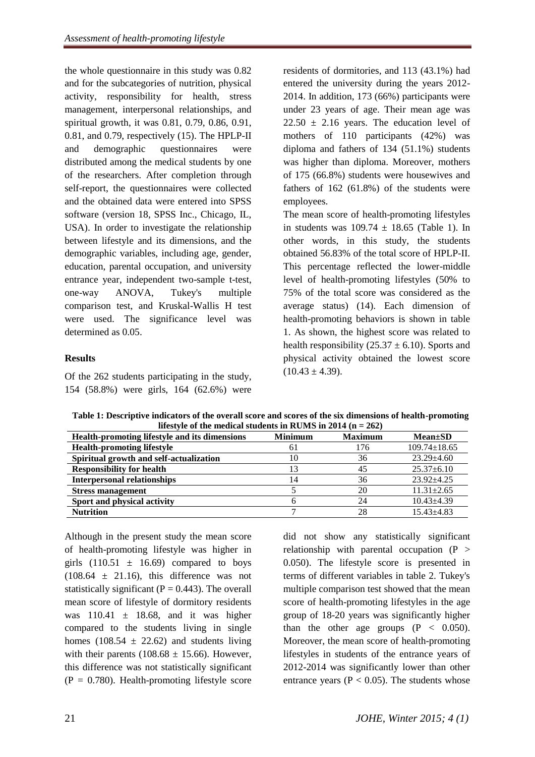the whole questionnaire in this study was 0.82 and for the subcategories of nutrition, physical activity, responsibility for health, stress management, interpersonal relationships, and spiritual growth, it was 0.81, 0.79, 0.86, 0.91, 0.81, and 0.79, respectively (15). The HPLP-II and demographic questionnaires were distributed among the medical students by one of the researchers. After completion through self-report, the questionnaires were collected and the obtained data were entered into SPSS software (version 18, SPSS Inc., Chicago, IL, USA). In order to investigate the relationship between lifestyle and its dimensions, and the demographic variables, including age, gender, education, parental occupation, and university entrance year, independent two-sample t-test, one-way ANOVA, Tukey's multiple comparison test, and Kruskal-Wallis H test were used. The significance level was determined as 0.05.

**Results**

Of the 262 students participating in the study, 154 (58.8%) were girls, 164 (62.6%) were residents of dormitories, and 113 (43.1%) had entered the university during the years 2012-2014. In addition, 173 (66%) participants were under 23 years of age. Their mean age was $22.50 \pm 2.16$ years. The education level of mothers of 110 participants (42%) was diploma and fathers of 134 (51.1%) students was higher than diploma. Moreover, mothers of 175 (66.8%) students were housewives and fathers of 162 (61.8%) of the students were employees.

The mean score of health-promoting lifestyles in students was $109.74 \pm 18.65$ (Table 1). In other words, in this study, the students obtained 56.83% of the total score of HPLP-II. This percentage reflected the lower-middle level of health-promoting lifestyles (50% to 75% of the total score was considered as the average status) (14). Each dimension of health-promoting behaviors is shown in table 1. As shown, the highest score was related to health responsibility ($25.37 \pm 6.10$). Sports and physical activity obtained the lowest score ($10.43 \pm 4.39$).

**Table 1: Descriptive indicators of the overall score and scores of the six dimensions of health-promoting lifestyle of the medical students in RUMS in 2014 (n = 262)**

| Health-promoting lifestyle and its dimensions | Minimum | Maximum | Mean±SD |
|---|---|---|---|
| **Health-promoting lifestyle** | 61 | 176 | 109.74±18.65 |
| **Spiritual growth and self-actualization** | 10 | 36 | 23.29±4.60 |
| **Responsibility for health** | 13 | 45 | 25.37±6.10 |
| **Interpersonal relationships** | 14 | 36 | 23.92±4.25 |
| **Stress management** | 5 | 20 | 11.31±2.65 |
| **Sport and physical activity** | 6 | 24 | 10.43±4.39 |
| **Nutrition** | 7 | 28 | 15.43±4.83 |

Although in the present study the mean score of health-promoting lifestyle was higher in girls ($110.51 \pm 16.69$) compared to boys ($108.64 \pm 21.16$), this difference was not statistically significant ($P = 0.443$). The overall mean score of lifestyle of dormitory residents was $110.41 \pm 18.68$, and it was higher compared to the students living in single homes ($108.54 \pm 22.62$) and students living with their parents ($108.68 \pm 15.66$). However, this difference was not statistically significant ($P = 0.780$). Health-promoting lifestyle score did not show any statistically significant relationship with parental occupation ($P > 0.050$). The lifestyle score is presented in terms of different variables in table 2. Tukey's multiple comparison test showed that the mean score of health-promoting lifestyles in the age group of 18-20 years was significantly higher than the other age groups ($P < 0.050$). Moreover, the mean score of health-promoting lifestyles in students of the entrance years of 2012-2014 was significantly lower than other entrance years ($P < 0.05$). The students whose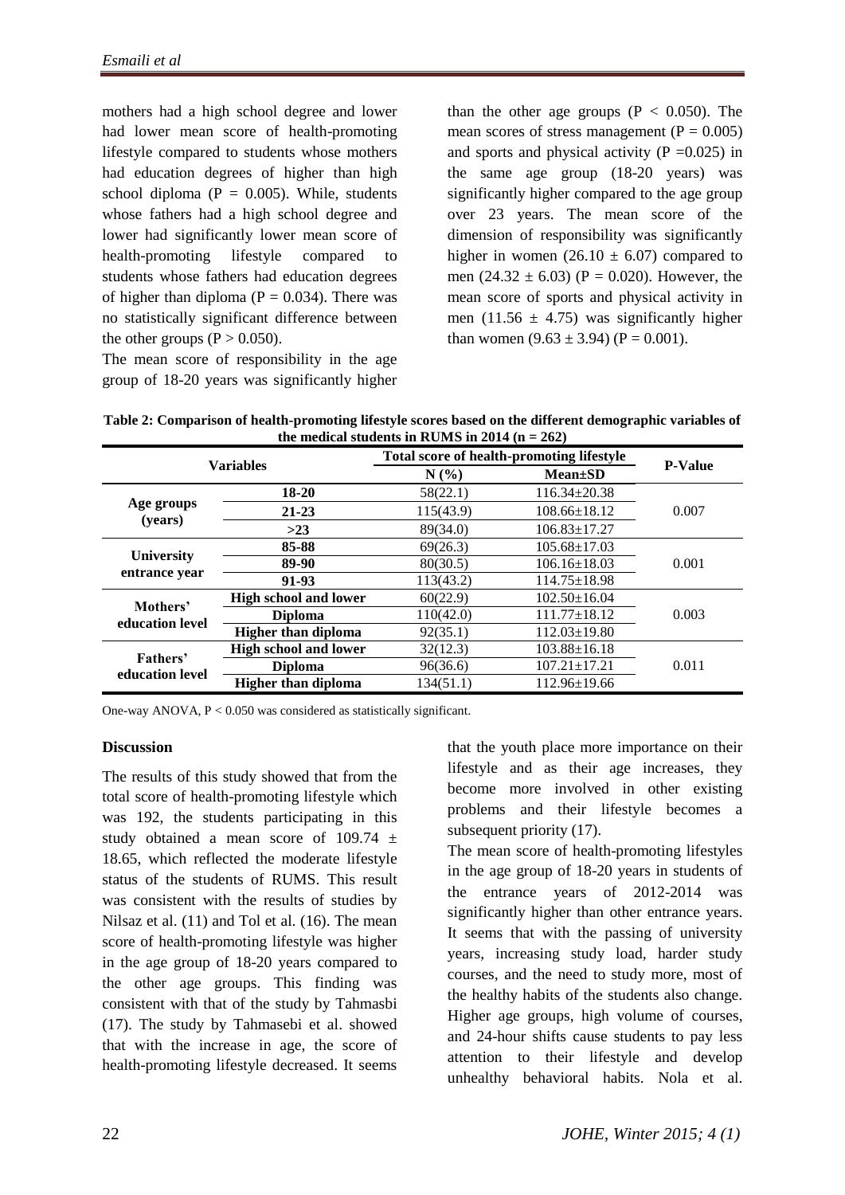mothers had a high school degree and lower had lower mean score of health-promoting lifestyle compared to students whose mothers had education degrees of higher than high school diploma ($P = 0.005$). While, students whose fathers had a high school degree and lower had significantly lower mean score of health-promoting lifestyle compared to students whose fathers had education degrees of higher than diploma ($P = 0.034$). There was no statistically significant difference between the other groups ($P > 0.050$).

The mean score of responsibility in the age group of 18-20 years was significantly higher than the other age groups ($P < 0.050$). The mean scores of stress management ($P = 0.005$) and sports and physical activity ($P = 0.025$) in the same age group (18-20 years) was significantly higher compared to the age group over 23 years. The mean score of the dimension of responsibility was significantly higher in women ($26.10 \pm 6.07$) compared to men ($24.32 \pm 6.03$) ($P = 0.020$). However, the mean score of sports and physical activity in men ($11.56 \pm 4.75$) was significantly higher than women ($9.63 \pm 3.94$) ($P = 0.001$).

**Table 2: Comparison of health-promoting lifestyle scores based on the different demographic variables of the medical students in RUMS in 2014 (n = 262)**

| Variables | | Total score of health-promoting lifestyle | | P-Value |
|---|---|---|---|---|
| | | N (%) | Mean±SD | |
| Age groups (years) | 18-20 | 58(22.1) | 116.34±20.38 | 0.007 |
| | 21-23 | 115(43.9) | 108.66±18.12 | |
| | >23 | 89(34.0) | 106.83±17.27 | |
| University entrance year | 85-88 | 69(26.3) | 105.68±17.03 | 0.001 |
| | 89-90 | 80(30.5) | 106.16±18.03 | |
| | 91-93 | 113(43.2) | 114.75±18.98 | |
| Mothers' education level | High school and lower | 60(22.9) | 102.50±16.04 | 0.003 |
| | Diploma | 110(42.0) | 111.77±18.12 | |
| | Higher than diploma | 92(35.1) | 112.03±19.80 | |
| Fathers' education level | High school and lower | 32(12.3) | 103.88±16.18 | 0.011 |
| | Diploma | 96(36.6) | 107.21±17.21 | |
| | Higher than diploma | 134(51.1) | 112.96±19.66 | |

One-way ANOVA, $P < 0.050$ was considered as statistically significant.

## Discussion

The results of this study showed that from the total score of health-promoting lifestyle which was 192, the students participating in this study obtained a mean score of $109.74 \pm 18.65$, which reflected the moderate lifestyle status of the students of RUMS. This result was consistent with the results of studies by Nilsaz et al. (11) and Tol et al. (16). The mean score of health-promoting lifestyle was higher in the age group of 18-20 years compared to the other age groups. This finding was consistent with that of the study by Tahmasbi (17). The study by Tahmasebi et al. showed that with the increase in age, the score of health-promoting lifestyle decreased. It seems that the youth place more importance on their lifestyle and as their age increases, they become more involved in other existing problems and their lifestyle becomes a subsequent priority (17).

The mean score of health-promoting lifestyles in the age group of 18-20 years in students of the entrance years of 2012-2014 was significantly higher than other entrance years. It seems that with the passing of university years, increasing study load, harder study courses, and the need to study more, most of the healthy habits of the students also change. Higher age groups, high volume of courses, and 24-hour shifts cause students to pay less attention to their lifestyle and develop unhealthy behavioral habits. Nola et al.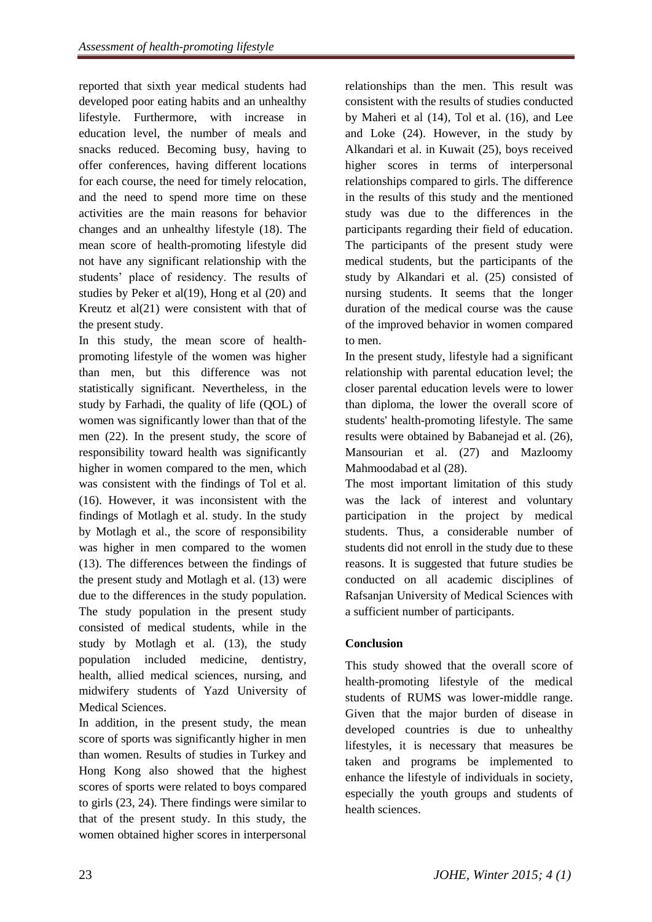reported that sixth year medical students had developed poor eating habits and an unhealthy lifestyle. Furthermore, with increase in education level, the number of meals and snacks reduced. Becoming busy, having to offer conferences, having different locations for each course, the need for timely relocation, and the need to spend more time on these activities are the main reasons for behavior changes and an unhealthy lifestyle (18). The mean score of health-promoting lifestyle did not have any significant relationship with the students' place of residency. The results of studies by Peker et al(19), Hong et al (20) and Kreutz et al(21) were consistent with that of the present study.

In this study, the mean score of health-promoting lifestyle of the women was higher than men, but this difference was not statistically significant. Nevertheless, in the study by Farhadi, the quality of life (QOL) of women was significantly lower than that of the men (22). In the present study, the score of responsibility toward health was significantly higher in women compared to the men, which was consistent with the findings of Tol et al. (16). However, it was inconsistent with the findings of Motlagh et al. study. In the study by Motlagh et al., the score of responsibility was higher in men compared to the women (13). The differences between the findings of the present study and Motlagh et al. (13) were due to the differences in the study population. The study population in the present study consisted of medical students, while in the study by Motlagh et al. (13), the study population included medicine, dentistry, health, allied medical sciences, nursing, and midwifery students of Yazd University of Medical Sciences.

In addition, in the present study, the mean score of sports was significantly higher in men than women. Results of studies in Turkey and Hong Kong also showed that the highest scores of sports were related to boys compared to girls (23, 24). There findings were similar to that of the present study. In this study, the women obtained higher scores in interpersonal relationships than the men. This result was consistent with the results of studies conducted by Maheri et al (14), Tol et al. (16), and Lee and Loke (24). However, in the study by Alkandari et al. in Kuwait (25), boys received higher scores in terms of interpersonal relationships compared to girls. The difference in the results of this study and the mentioned study was due to the differences in the participants regarding their field of education. The participants of the present study were medical students, but the participants of the study by Alkandari et al. (25) consisted of nursing students. It seems that the longer duration of the medical course was the cause of the improved behavior in women compared to men.

In the present study, lifestyle had a significant relationship with parental education level; the closer parental education levels were to lower than diploma, the lower the overall score of students' health-promoting lifestyle. The same results were obtained by Babanejad et al. (26), Mansourian et al. (27) and Mazloomy Mahmoodabad et al (28).

The most important limitation of this study was the lack of interest and voluntary participation in the project by medical students. Thus, a considerable number of students did not enroll in the study due to these reasons. It is suggested that future studies be conducted on all academic disciplines of Rafsanjan University of Medical Sciences with a sufficient number of participants.

## Conclusion

This study showed that the overall score of health-promoting lifestyle of the medical students of RUMS was lower-middle range. Given that the major burden of disease in developed countries is due to unhealthy lifestyles, it is necessary that measures be taken and programs be implemented to enhance the lifestyle of individuals in society, especially the youth groups and students of health sciences.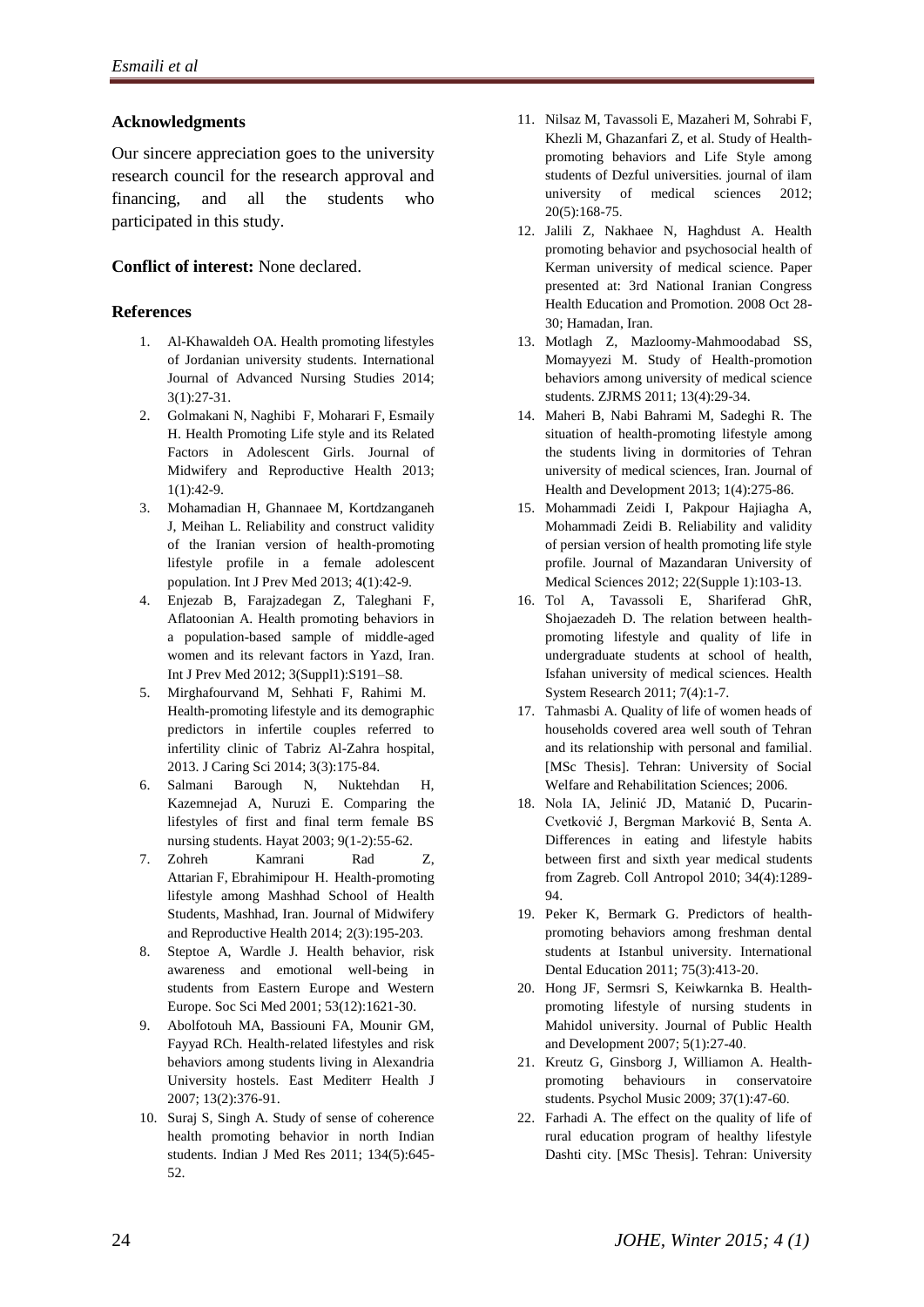**Acknowledgments**

Our sincere appreciation goes to the university research council for the research approval and financing, and all the students who participated in this study.

**Conflict of interest:** None declared.

**References**

1. Al-Khawaldeh OA. Health promoting lifestyles of Jordanian university students. International Journal of Advanced Nursing Studies 2014; 3(1):27-31.
2. Golmakani N, Naghibi F, Moharari F, Esmaily H. Health Promoting Life style and its Related Factors in Adolescent Girls. Journal of Midwifery and Reproductive Health 2013; 1(1):42-9.
3. Mohamadian H, Ghannaee M, Kortdzanganeh J, Meihan L. Reliability and construct validity of the Iranian version of health-promoting lifestyle profile in a female adolescent population. Int J Prev Med 2013; 4(1):42-9.
4. Enjezab B, Farajzadegan Z, Taleghani F, Aflatoonian A. Health promoting behaviors in a population-based sample of middle-aged women and its relevant factors in Yazd, Iran. Int J Prev Med 2012; 3(Suppl1):S191–S8.
5. Mirghafourvand M, Sehhati F, Rahimi M. Health-promoting lifestyle and its demographic predictors in infertile couples referred to infertility clinic of Tabriz Al-Zahra hospital, 2013. J Caring Sci 2014; 3(3):175-84.
6. Salmani Barough N, Nuktehdan H, Kazemnejad A, Nuruzi E. Comparing the lifestyles of first and final term female BS nursing students. Hayat 2003; 9(1-2):55-62.
7. Zohreh Kamrani Rad Z, Attarian F, Ebrahimipour H. Health-promoting lifestyle among Mashhad School of Health Students, Mashhad, Iran. Journal of Midwifery and Reproductive Health 2014; 2(3):195-203.
8. Steptoe A, Wardle J. Health behavior, risk awareness and emotional well-being in students from Eastern Europe and Western Europe. Soc Sci Med 2001; 53(12):1621-30.
9. Abolfotouh MA, Bassiouni FA, Mounir GM, Fayyad RCh. Health-related lifestyles and risk behaviors among students living in Alexandria University hostels. East Mediterr Health J 2007; 13(2):376-91.
10. Suraj S, Singh A. Study of sense of coherence health promoting behavior in north Indian students. Indian J Med Res 2011; 134(5):645-52.
11. Nilsaz M, Tavassoli E, Mazaheri M, Sohrabi F, Khezli M, Ghazanfari Z, et al. Study of Health-promoting behaviors and Life Style among students of Dezful universities. journal of ilam university of medical sciences 2012; 20(5):168-75.
12. Jalili Z, Nakhaee N, Haghdust A. Health promoting behavior and psychosocial health of Kerman university of medical science. Paper presented at: 3rd National Iranian Congress Health Education and Promotion. 2008 Oct 28-30; Hamadan, Iran.
13. Motlagh Z, Mazloomy-Mahmoodabad SS, Momayyezi M. Study of Health-promotion behaviors among university of medical science students. ZJRMS 2011; 13(4):29-34.
14. Maheri B, Nabi Bahrami M, Sadeghi R. The situation of health-promoting lifestyle among the students living in dormitories of Tehran university of medical sciences, Iran. Journal of Health and Development 2013; 1(4):275-86.
15. Mohammadi Zeidi I, Pakpour Hajiagha A, Mohammadi Zeidi B. Reliability and validity of persian version of health promoting life style profile. Journal of Mazandaran University of Medical Sciences 2012; 22(Supple 1):103-13.
16. Tol A, Tavassoli E, Shariferad GhR, Shojaezadeh D. The relation between health-promoting lifestyle and quality of life in undergraduate students at school of health, Isfahan university of medical sciences. Health System Research 2011; 7(4):1-7.
17. Tahmasbi A. Quality of life of women heads of households covered area well south of Tehran and its relationship with personal and familial. [MSc Thesis]. Tehran: University of Social Welfare and Rehabilitation Sciences; 2006.
18. Nola IA, Jelinić JD, Matanić D, Pucarin-Cvetković J, Bergman Marković B, Senta A. Differences in eating and lifestyle habits between first and sixth year medical students from Zagreb. Coll Antropol 2010; 34(4):1289-94.
19. Peker K, Bermark G. Predictors of health-promoting behaviors among freshman dental students at Istanbul university. International Dental Education 2011; 75(3):413-20.
20. Hong JF, Sermsri S, Keiwkarnka B. Health-promoting lifestyle of nursing students in Mahidol university. Journal of Public Health and Development 2007; 5(1):27-40.
21. Kreutz G, Ginsborg J, Williamon A. Health-promoting behaviours in conservatoire students. Psychol Music 2009; 37(1):47-60.
22. Farhadi A. The effect on the quality of life of rural education program of healthy lifestyle Dashti city. [MSc Thesis]. Tehran: University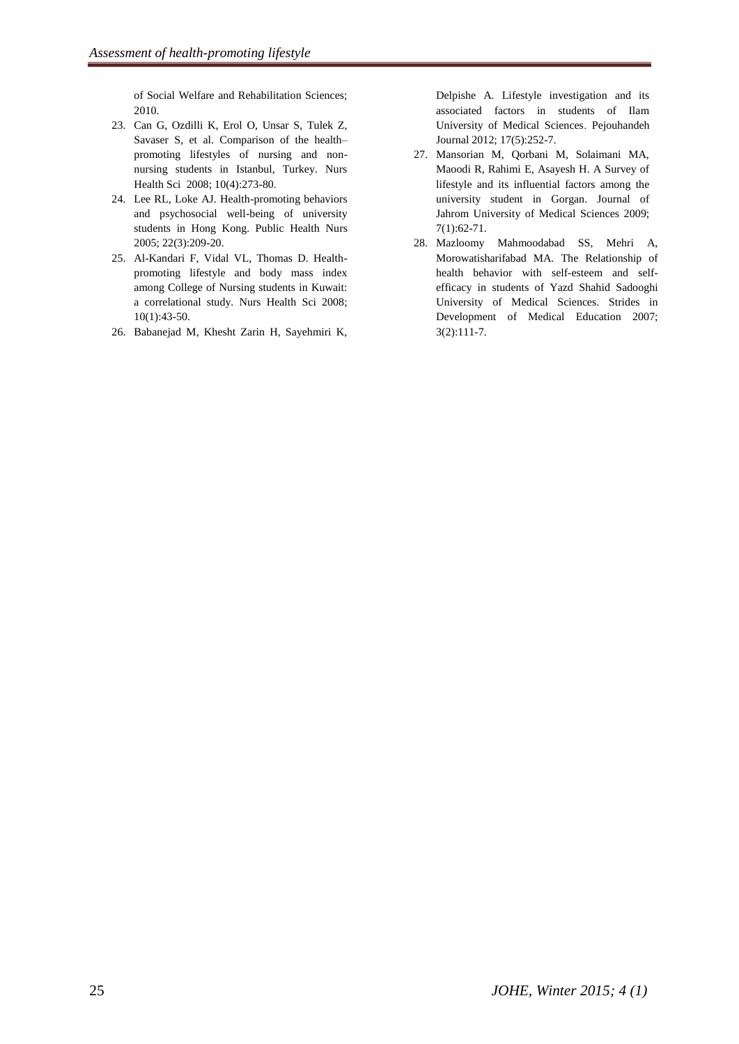of Social Welfare and Rehabilitation Sciences; 2010.

23. Can G, Ozdilli K, Erol O, Unsar S, Tulek Z, Savaser S, et al. Comparison of the health–promoting lifestyles of nursing and non-nursing students in Istanbul, Turkey. Nurs Health Sci 2008; 10(4):273-80.
24. Lee RL, Loke AJ. Health-promoting behaviors and psychosocial well-being of university students in Hong Kong. Public Health Nurs 2005; 22(3):209-20.
25. Al-Kandari F, Vidal VL, Thomas D. Health-promoting lifestyle and body mass index among College of Nursing students in Kuwait: a correlational study. Nurs Health Sci 2008; 10(1):43-50.
26. Babanejad M, Khesht Zarin H, Sayehmiri K, Delpishe A. Lifestyle investigation and its associated factors in students of Ilam University of Medical Sciences. Pejouhandeh Journal 2012; 17(5):252-7.
27. Mansorian M, Qorbani M, Solaimani MA, Maoodi R, Rahimi E, Asayesh H. A Survey of lifestyle and its influential factors among the university student in Gorgan. Journal of Jahrom University of Medical Sciences 2009; 7(1):62-71.
28. Mazloomy Mahmoodabad SS, Mehri A, Morowatisharifabad MA. The Relationship of health behavior with self-esteem and self-efficacy in students of Yazd Shahid Sadooghi University of Medical Sciences. Strides in Development of Medical Education 2007; 3(2):111-7.